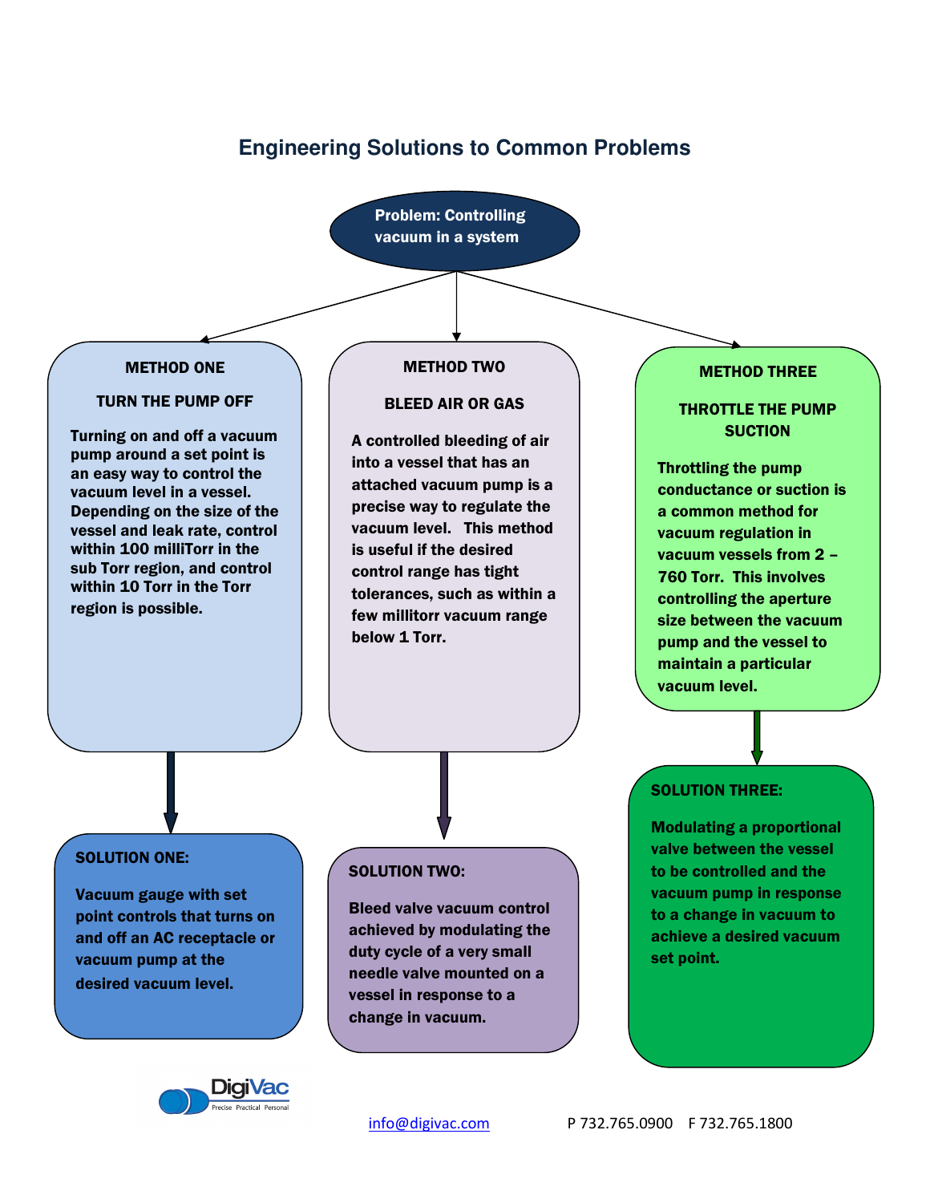# Engineering Solutions to Common Problems

**Problem: Controlling vacuum in a system**

## METHOD ONE

### TURN THE PUMP OFF

Turning on and off a vacuum pump around a set point is an easy way to control the vacuum level in a vessel. Depending on the size of the vessel and leak rate, control within 100 milliTorr in the sub Torr region, and control within 10 Torr in the Torr region is possible.

**SOLUTION ONE:**

Vacuum gauge with set point controls that turns on and off an AC receptacle or vacuum pump at the desired vacuum level.

## METHOD TWO

### BLEED AIR OR GAS

A controlled bleeding of air into a vessel that has an attached vacuum pump is a precise way to regulate the vacuum level. This method is useful if the desired control range has tight tolerances, such as within a few millitorr vacuum range below 1 Torr.

**SOLUTION TWO:**

Bleed valve vacuum control achieved by modulating the duty cycle of a very small needle valve mounted on a vessel in response to a change in vacuum.

## METHOD THREE

### THROTTLE THE PUMP SUCTION

Throttling the pump conductance or suction is a common method for vacuum regulation in vacuum vessels from 2 – 760 Torr. This involves controlling the aperture size between the vacuum pump and the vessel to maintain a particular vacuum level.

**SOLUTION THREE:**

Modulating a proportional valve between the vessel to be controlled and the vacuum pump in response to a change in vacuum to achieve a desired vacuum set point.

DigiVac — Precise Practical Personal

info@digivac.com P 732.765.0900 F 732.765.1800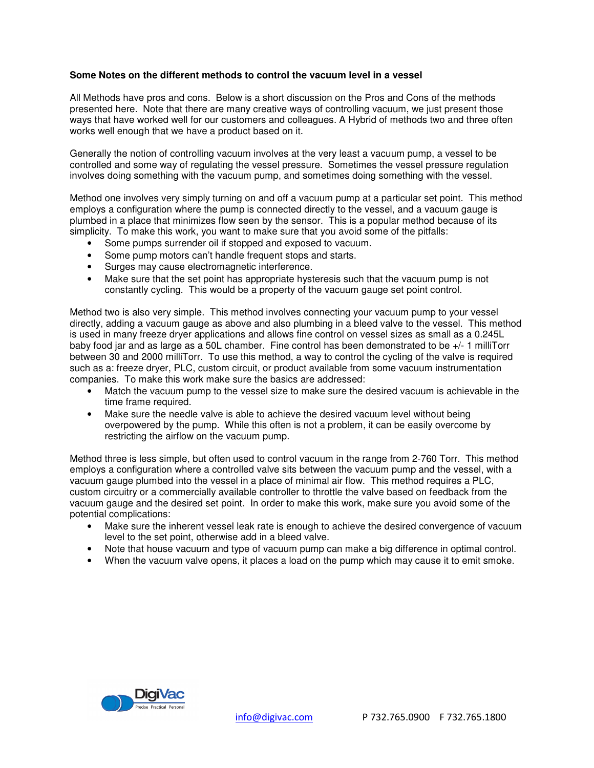**Some Notes on the different methods to control the vacuum level in a vessel**

All Methods have pros and cons. Below is a short discussion on the Pros and Cons of the methods presented here. Note that there are many creative ways of controlling vacuum, we just present those ways that have worked well for our customers and colleagues. A Hybrid of methods two and three often works well enough that we have a product based on it.

Generally the notion of controlling vacuum involves at the very least a vacuum pump, a vessel to be controlled and some way of regulating the vessel pressure. Sometimes the vessel pressure regulation involves doing something with the vacuum pump, and sometimes doing something with the vessel.

Method one involves very simply turning on and off a vacuum pump at a particular set point. This method employs a configuration where the pump is connected directly to the vessel, and a vacuum gauge is plumbed in a place that minimizes flow seen by the sensor. This is a popular method because of its simplicity. To make this work, you want to make sure that you avoid some of the pitfalls:

- Some pumps surrender oil if stopped and exposed to vacuum.
- Some pump motors can't handle frequent stops and starts.
- Surges may cause electromagnetic interference.
- Make sure that the set point has appropriate hysteresis such that the vacuum pump is not constantly cycling. This would be a property of the vacuum gauge set point control.

Method two is also very simple. This method involves connecting your vacuum pump to your vessel directly, adding a vacuum gauge as above and also plumbing in a bleed valve to the vessel. This method is used in many freeze dryer applications and allows fine control on vessel sizes as small as a 0.245L baby food jar and as large as a 50L chamber. Fine control has been demonstrated to be +/- 1 milliTorr between 30 and 2000 milliTorr. To use this method, a way to control the cycling of the valve is required such as a: freeze dryer, PLC, custom circuit, or product available from some vacuum instrumentation companies. To make this work make sure the basics are addressed:

- Match the vacuum pump to the vessel size to make sure the desired vacuum is achievable in the time frame required.
- Make sure the needle valve is able to achieve the desired vacuum level without being overpowered by the pump. While this often is not a problem, it can be easily overcome by restricting the airflow on the vacuum pump.

Method three is less simple, but often used to control vacuum in the range from 2-760 Torr. This method employs a configuration where a controlled valve sits between the vacuum pump and the vessel, with a vacuum gauge plumbed into the vessel in a place of minimal air flow. This method requires a PLC, custom circuitry or a commercially available controller to throttle the valve based on feedback from the vacuum gauge and the desired set point. In order to make this work, make sure you avoid some of the potential complications:

- Make sure the inherent vessel leak rate is enough to achieve the desired convergence of vacuum level to the set point, otherwise add in a bleed valve.
- Note that house vacuum and type of vacuum pump can make a big difference in optimal control.
- When the vacuum valve opens, it places a load on the pump which may cause it to emit smoke.

DigiVac Precise Practical Personal

info@digivac.com P 732.765.0900 F 732.765.1800